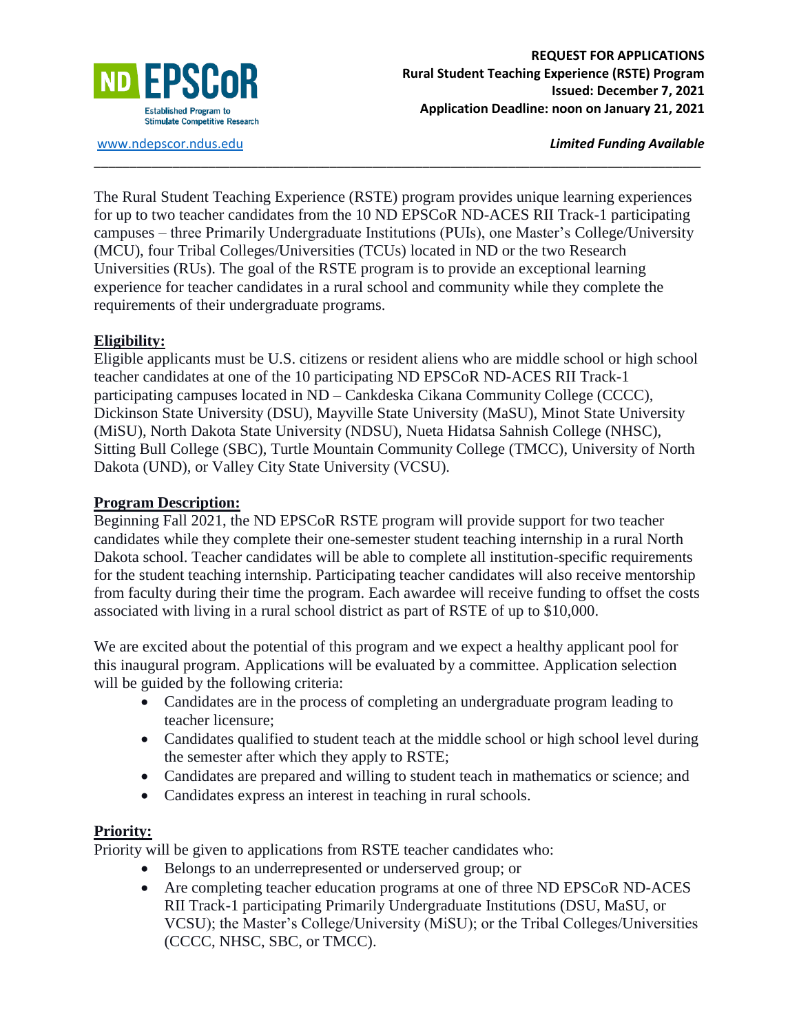**ND EPSCoR**
Established Program to Stimulate Competitive Research

www.ndepscor.ndus.edu

**REQUEST FOR APPLICATIONS**
**Rural Student Teaching Experience (RSTE) Program**
**Issued: December 7, 2021**
**Application Deadline: noon on January 21, 2021**

***Limited Funding Available***

---

The Rural Student Teaching Experience (RSTE) program provides unique learning experiences for up to two teacher candidates from the 10 ND EPSCoR ND-ACES RII Track-1 participating campuses – three Primarily Undergraduate Institutions (PUIs), one Master's College/University (MCU), four Tribal Colleges/Universities (TCUs) located in ND or the two Research Universities (RUs). The goal of the RSTE program is to provide an exceptional learning experience for teacher candidates in a rural school and community while they complete the requirements of their undergraduate programs.

## Eligibility:

Eligible applicants must be U.S. citizens or resident aliens who are middle school or high school teacher candidates at one of the 10 participating ND EPSCoR ND-ACES RII Track-1 participating campuses located in ND – Cankdeska Cikana Community College (CCCC), Dickinson State University (DSU), Mayville State University (MaSU), Minot State University (MiSU), North Dakota State University (NDSU), Nueta Hidatsa Sahnish College (NHSC), Sitting Bull College (SBC), Turtle Mountain Community College (TMCC), University of North Dakota (UND), or Valley City State University (VCSU).

## Program Description:

Beginning Fall 2021, the ND EPSCoR RSTE program will provide support for two teacher candidates while they complete their one-semester student teaching internship in a rural North Dakota school. Teacher candidates will be able to complete all institution-specific requirements for the student teaching internship. Participating teacher candidates will also receive mentorship from faculty during their time the program. Each awardee will receive funding to offset the costs associated with living in a rural school district as part of RSTE of up to $10,000.

We are excited about the potential of this program and we expect a healthy applicant pool for this inaugural program. Applications will be evaluated by a committee. Application selection will be guided by the following criteria:

- Candidates are in the process of completing an undergraduate program leading to teacher licensure;
- Candidates qualified to student teach at the middle school or high school level during the semester after which they apply to RSTE;
- Candidates are prepared and willing to student teach in mathematics or science; and
- Candidates express an interest in teaching in rural schools.

## Priority:

Priority will be given to applications from RSTE teacher candidates who:

- Belongs to an underrepresented or underserved group; or
- Are completing teacher education programs at one of three ND EPSCoR ND-ACES RII Track-1 participating Primarily Undergraduate Institutions (DSU, MaSU, or VCSU); the Master's College/University (MiSU); or the Tribal Colleges/Universities (CCCC, NHSC, SBC, or TMCC).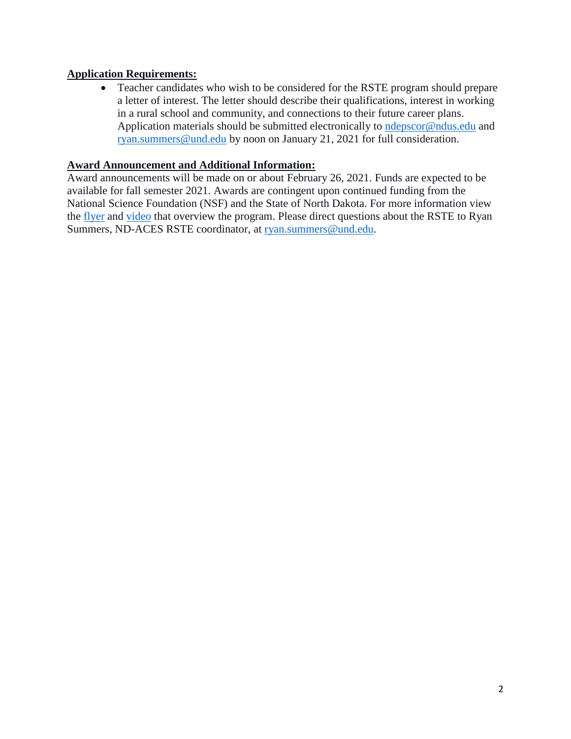**Application Requirements:**

- Teacher candidates who wish to be considered for the RSTE program should prepare a letter of interest. The letter should describe their qualifications, interest in working in a rural school and community, and connections to their future career plans. Application materials should be submitted electronically to ndepscor@ndus.edu and ryan.summers@und.edu by noon on January 21, 2021 for full consideration.

**Award Announcement and Additional Information:**

Award announcements will be made on or about February 26, 2021. Funds are expected to be available for fall semester 2021. Awards are contingent upon continued funding from the National Science Foundation (NSF) and the State of North Dakota. For more information view the flyer and video that overview the program. Please direct questions about the RSTE to Ryan Summers, ND-ACES RSTE coordinator, at ryan.summers@und.edu.